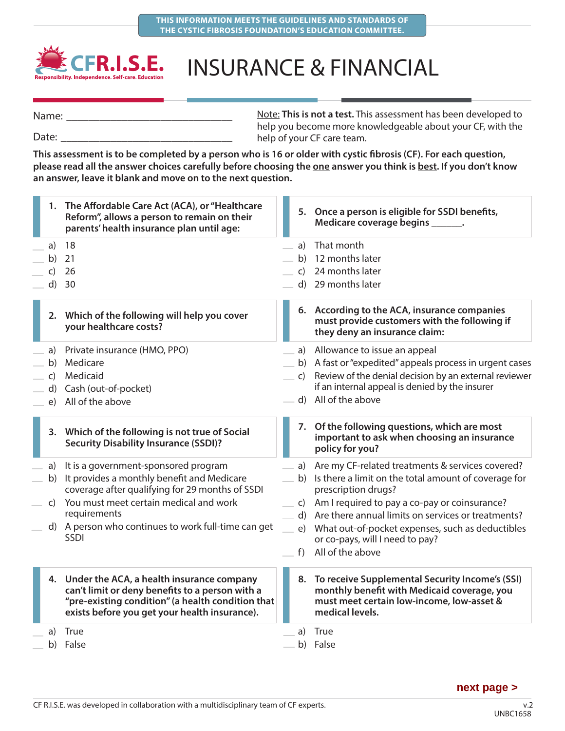THIS INFORMATION MEETS THE GUIDELINES AND STANDARDS OF THE CYSTIC FIBROSIS FOUNDATION'S EDUCATION COMMITTEE.

**CFR.I.S.E.** Responsibility. Independence. Self-care. Education

# INSURANCE & FINANCIAL

Name: ________________________________

Date: ________________________________

Note: **This is not a test.** This assessment has been developed to help you become more knowledgeable about your CF, with the help of your CF care team.

**This assessment is to be completed by a person who is 16 or older with cystic fibrosis (CF). For each question, please read all the answer choices carefully before choosing the one answer you think is best. If you don't know an answer, leave it blank and move on to the next question.**

**1. The Affordable Care Act (ACA), or "Healthcare Reform", allows a person to remain on their parents' health insurance plan until age:**

__ a) 18
__ b) 21
__ c) 26
__ d) 30

**2. Which of the following will help you cover your healthcare costs?**

__ a) Private insurance (HMO, PPO)
__ b) Medicare
__ c) Medicaid
__ d) Cash (out-of-pocket)
__ e) All of the above

**3. Which of the following is not true of Social Security Disability Insurance (SSDI)?**

__ a) It is a government-sponsored program
__ b) It provides a monthly benefit and Medicare coverage after qualifying for 29 months of SSDI
__ c) You must meet certain medical and work requirements
__ d) A person who continues to work full-time can get SSDI

**4. Under the ACA, a health insurance company can't limit or deny benefits to a person with a "pre-existing condition" (a health condition that exists before you get your health insurance).**

__ a) True
__ b) False

**5. Once a person is eligible for SSDI benefits, Medicare coverage begins ______.**

__ a) That month
__ b) 12 months later
__ c) 24 months later
__ d) 29 months later

**6. According to the ACA, insurance companies must provide customers with the following if they deny an insurance claim:**

__ a) Allowance to issue an appeal
__ b) A fast or "expedited" appeals process in urgent cases
__ c) Review of the denial decision by an external reviewer if an internal appeal is denied by the insurer
__ d) All of the above

**7. Of the following questions, which are most important to ask when choosing an insurance policy for you?**

__ a) Are my CF-related treatments & services covered?
__ b) Is there a limit on the total amount of coverage for prescription drugs?
__ c) Am I required to pay a co-pay or coinsurance?
__ d) Are there annual limits on services or treatments?
__ e) What out-of-pocket expenses, such as deductibles or co-pays, will I need to pay?
__ f) All of the above

**8. To receive Supplemental Security Income's (SSI) monthly benefit with Medicaid coverage, you must meet certain low-income, low-asset & medical levels.**

__ a) True
__ b) False

**next page >**

CF R.I.S.E. was developed in collaboration with a multidisciplinary team of CF experts.

v.2
UNBC1658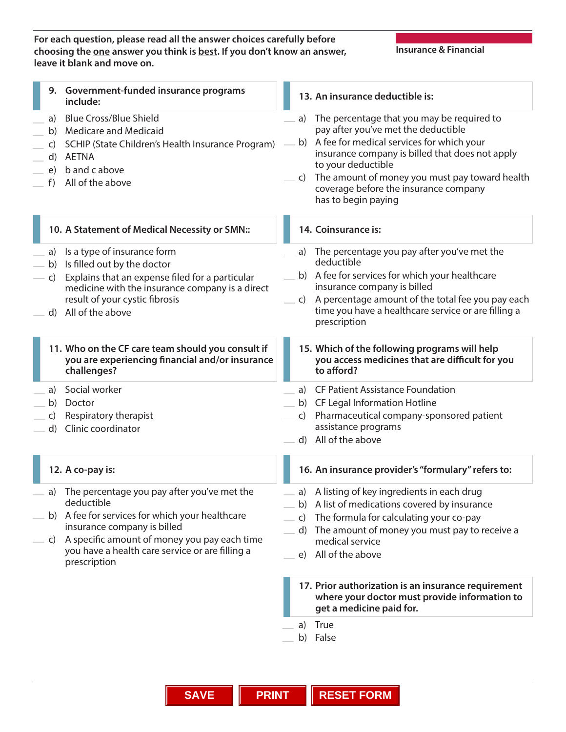**For each question, please read all the answer choices carefully before choosing the one answer you think is best. If you don't know an answer, leave it blank and move on.**

**Insurance & Financial**

**9. Government-funded insurance programs include:**

- ___ a) Blue Cross/Blue Shield
- ___ b) Medicare and Medicaid
- ___ c) SCHIP (State Children's Health Insurance Program)
- ___ d) AETNA
- ___ e) b and c above
- ___ f) All of the above

**10. A Statement of Medical Necessity or SMN::**

- ___ a) Is a type of insurance form
- ___ b) Is filled out by the doctor
- ___ c) Explains that an expense filed for a particular medicine with the insurance company is a direct result of your cystic fibrosis
- ___ d) All of the above

**11. Who on the CF care team should you consult if you are experiencing financial and/or insurance challenges?**

- ___ a) Social worker
- ___ b) Doctor
- ___ c) Respiratory therapist
- ___ d) Clinic coordinator

**12. A co-pay is:**

- ___ a) The percentage you pay after you've met the deductible
- ___ b) A fee for services for which your healthcare insurance company is billed
- ___ c) A specific amount of money you pay each time you have a health care service or are filling a prescription

**13. An insurance deductible is:**

- ___ a) The percentage that you may be required to pay after you've met the deductible
- ___ b) A fee for medical services for which your insurance company is billed that does not apply to your deductible
- ___ c) The amount of money you must pay toward health coverage before the insurance company has to begin paying

**14. Coinsurance is:**

- ___ a) The percentage you pay after you've met the deductible
- ___ b) A fee for services for which your healthcare insurance company is billed
- ___ c) A percentage amount of the total fee you pay each time you have a healthcare service or are filling a prescription

**15. Which of the following programs will help you access medicines that are difficult for you to afford?**

- ___ a) CF Patient Assistance Foundation
- ___ b) CF Legal Information Hotline
- ___ c) Pharmaceutical company-sponsored patient assistance programs
- ___ d) All of the above

**16. An insurance provider's "formulary" refers to:**

- ___ a) A listing of key ingredients in each drug
- ___ b) A list of medications covered by insurance
- ___ c) The formula for calculating your co-pay
- ___ d) The amount of money you must pay to receive a medical service
- ___ e) All of the above

**17. Prior authorization is an insurance requirement where your doctor must provide information to get a medicine paid for.**

- ___ a) True
- ___ b) False

SAVE | PRINT | RESET FORM